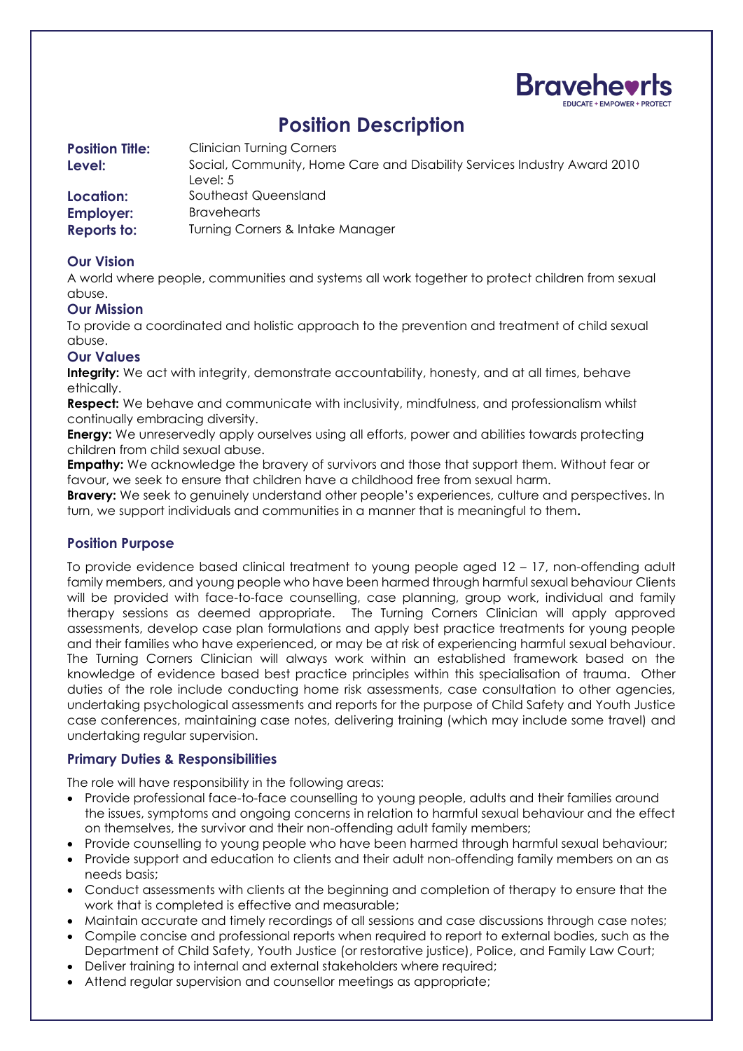Bravehearts
EDUCATE • EMPOWER • PROTECT

# Position Description

**Position Title:** Clinician Turning Corners
**Level:** Social, Community, Home Care and Disability Services Industry Award 2010 Level: 5
**Location:** Southeast Queensland
**Employer:** Bravehearts
**Reports to:** Turning Corners & Intake Manager

## Our Vision

A world where people, communities and systems all work together to protect children from sexual abuse.

## Our Mission

To provide a coordinated and holistic approach to the prevention and treatment of child sexual abuse.

## Our Values

**Integrity:** We act with integrity, demonstrate accountability, honesty, and at all times, behave ethically.

**Respect:** We behave and communicate with inclusivity, mindfulness, and professionalism whilst continually embracing diversity.

**Energy:** We unreservedly apply ourselves using all efforts, power and abilities towards protecting children from child sexual abuse.

**Empathy:** We acknowledge the bravery of survivors and those that support them. Without fear or favour, we seek to ensure that children have a childhood free from sexual harm.

**Bravery:** We seek to genuinely understand other people's experiences, culture and perspectives. In turn, we support individuals and communities in a manner that is meaningful to them**.**

## Position Purpose

To provide evidence based clinical treatment to young people aged 12 – 17, non-offending adult family members, and young people who have been harmed through harmful sexual behaviour Clients will be provided with face-to-face counselling, case planning, group work, individual and family therapy sessions as deemed appropriate. The Turning Corners Clinician will apply approved assessments, develop case plan formulations and apply best practice treatments for young people and their families who have experienced, or may be at risk of experiencing harmful sexual behaviour. The Turning Corners Clinician will always work within an established framework based on the knowledge of evidence based best practice principles within this specialisation of trauma. Other duties of the role include conducting home risk assessments, case consultation to other agencies, undertaking psychological assessments and reports for the purpose of Child Safety and Youth Justice case conferences, maintaining case notes, delivering training (which may include some travel) and undertaking regular supervision.

## Primary Duties & Responsibilities

The role will have responsibility in the following areas:

- Provide professional face-to-face counselling to young people, adults and their families around the issues, symptoms and ongoing concerns in relation to harmful sexual behaviour and the effect on themselves, the survivor and their non-offending adult family members;
- Provide counselling to young people who have been harmed through harmful sexual behaviour;
- Provide support and education to clients and their adult non-offending family members on an as needs basis;
- Conduct assessments with clients at the beginning and completion of therapy to ensure that the work that is completed is effective and measurable;
- Maintain accurate and timely recordings of all sessions and case discussions through case notes;
- Compile concise and professional reports when required to report to external bodies, such as the Department of Child Safety, Youth Justice (or restorative justice), Police, and Family Law Court;
- Deliver training to internal and external stakeholders where required;
- Attend regular supervision and counsellor meetings as appropriate;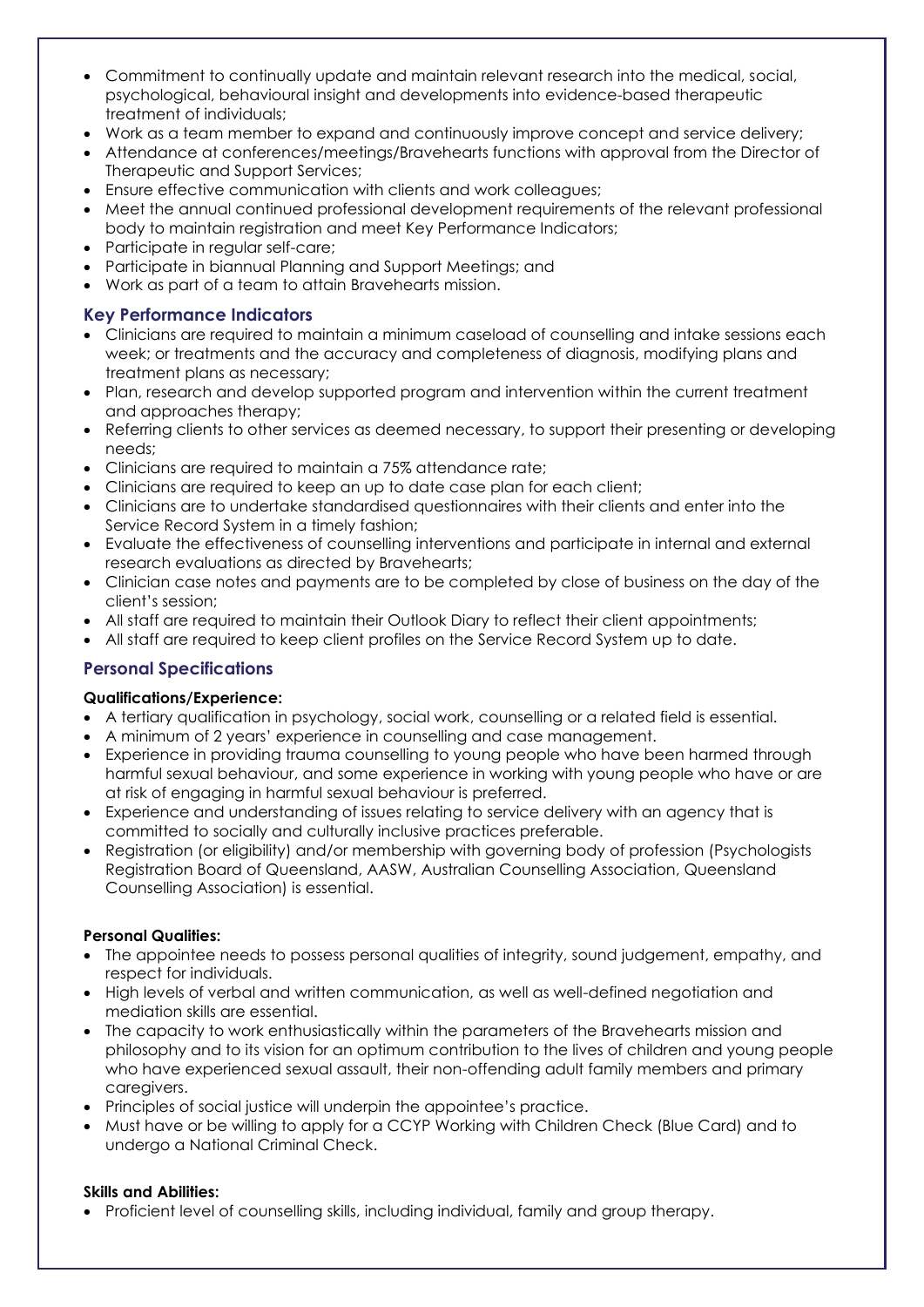- Commitment to continually update and maintain relevant research into the medical, social, psychological, behavioural insight and developments into evidence-based therapeutic treatment of individuals;
- Work as a team member to expand and continuously improve concept and service delivery;
- Attendance at conferences/meetings/Bravehearts functions with approval from the Director of Therapeutic and Support Services;
- Ensure effective communication with clients and work colleagues;
- Meet the annual continued professional development requirements of the relevant professional body to maintain registration and meet Key Performance Indicators;
- Participate in regular self-care;
- Participate in biannual Planning and Support Meetings; and
- Work as part of a team to attain Bravehearts mission.

## Key Performance Indicators

- Clinicians are required to maintain a minimum caseload of counselling and intake sessions each week; or treatments and the accuracy and completeness of diagnosis, modifying plans and treatment plans as necessary;
- Plan, research and develop supported program and intervention within the current treatment and approaches therapy;
- Referring clients to other services as deemed necessary, to support their presenting or developing needs;
- Clinicians are required to maintain a 75% attendance rate;
- Clinicians are required to keep an up to date case plan for each client;
- Clinicians are to undertake standardised questionnaires with their clients and enter into the Service Record System in a timely fashion;
- Evaluate the effectiveness of counselling interventions and participate in internal and external research evaluations as directed by Bravehearts;
- Clinician case notes and payments are to be completed by close of business on the day of the client's session;
- All staff are required to maintain their Outlook Diary to reflect their client appointments;
- All staff are required to keep client profiles on the Service Record System up to date.

## Personal Specifications

**Qualifications/Experience:**

- A tertiary qualification in psychology, social work, counselling or a related field is essential.
- A minimum of 2 years' experience in counselling and case management.
- Experience in providing trauma counselling to young people who have been harmed through harmful sexual behaviour, and some experience in working with young people who have or are at risk of engaging in harmful sexual behaviour is preferred.
- Experience and understanding of issues relating to service delivery with an agency that is committed to socially and culturally inclusive practices preferable.
- Registration (or eligibility) and/or membership with governing body of profession (Psychologists Registration Board of Queensland, AASW, Australian Counselling Association, Queensland Counselling Association) is essential.

**Personal Qualities:**

- The appointee needs to possess personal qualities of integrity, sound judgement, empathy, and respect for individuals.
- High levels of verbal and written communication, as well as well-defined negotiation and mediation skills are essential.
- The capacity to work enthusiastically within the parameters of the Bravehearts mission and philosophy and to its vision for an optimum contribution to the lives of children and young people who have experienced sexual assault, their non-offending adult family members and primary caregivers.
- Principles of social justice will underpin the appointee's practice.
- Must have or be willing to apply for a CCYP Working with Children Check (Blue Card) and to undergo a National Criminal Check.

**Skills and Abilities:**

- Proficient level of counselling skills, including individual, family and group therapy.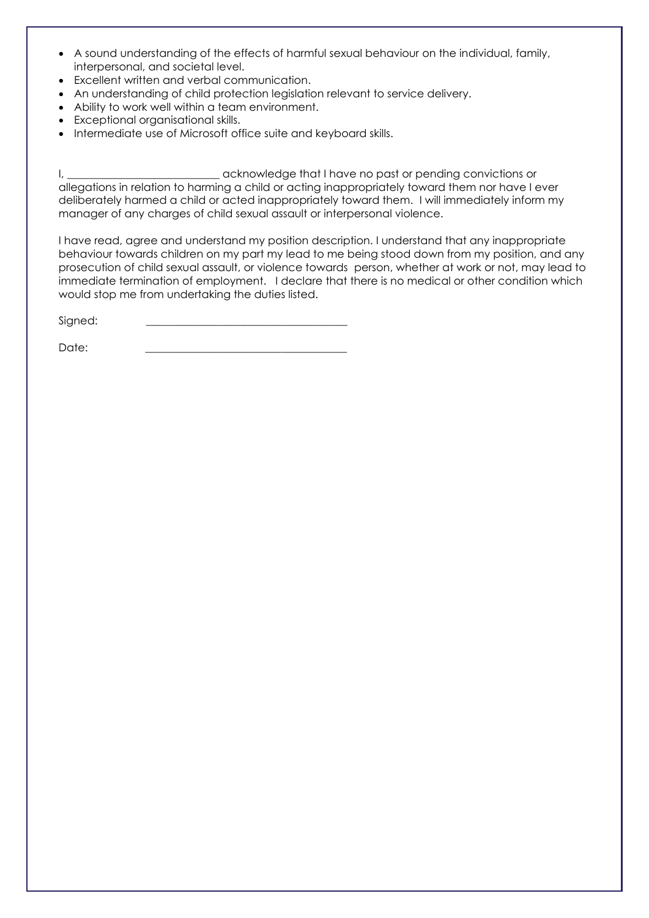- A sound understanding of the effects of harmful sexual behaviour on the individual, family, interpersonal, and societal level.
- Excellent written and verbal communication.
- An understanding of child protection legislation relevant to service delivery.
- Ability to work well within a team environment.
- Exceptional organisational skills.
- Intermediate use of Microsoft office suite and keyboard skills.

I, ___________________________ acknowledge that I have no past or pending convictions or allegations in relation to harming a child or acting inappropriately toward them nor have I ever deliberately harmed a child or acted inappropriately toward them. I will immediately inform my manager of any charges of child sexual assault or interpersonal violence.

I have read, agree and understand my position description. I understand that any inappropriate behaviour towards children on my part my lead to me being stood down from my position, and any prosecution of child sexual assault, or violence towards person, whether at work or not, may lead to immediate termination of employment. I declare that there is no medical or other condition which would stop me from undertaking the duties listed.

Signed: ____________________________________

Date: ____________________________________